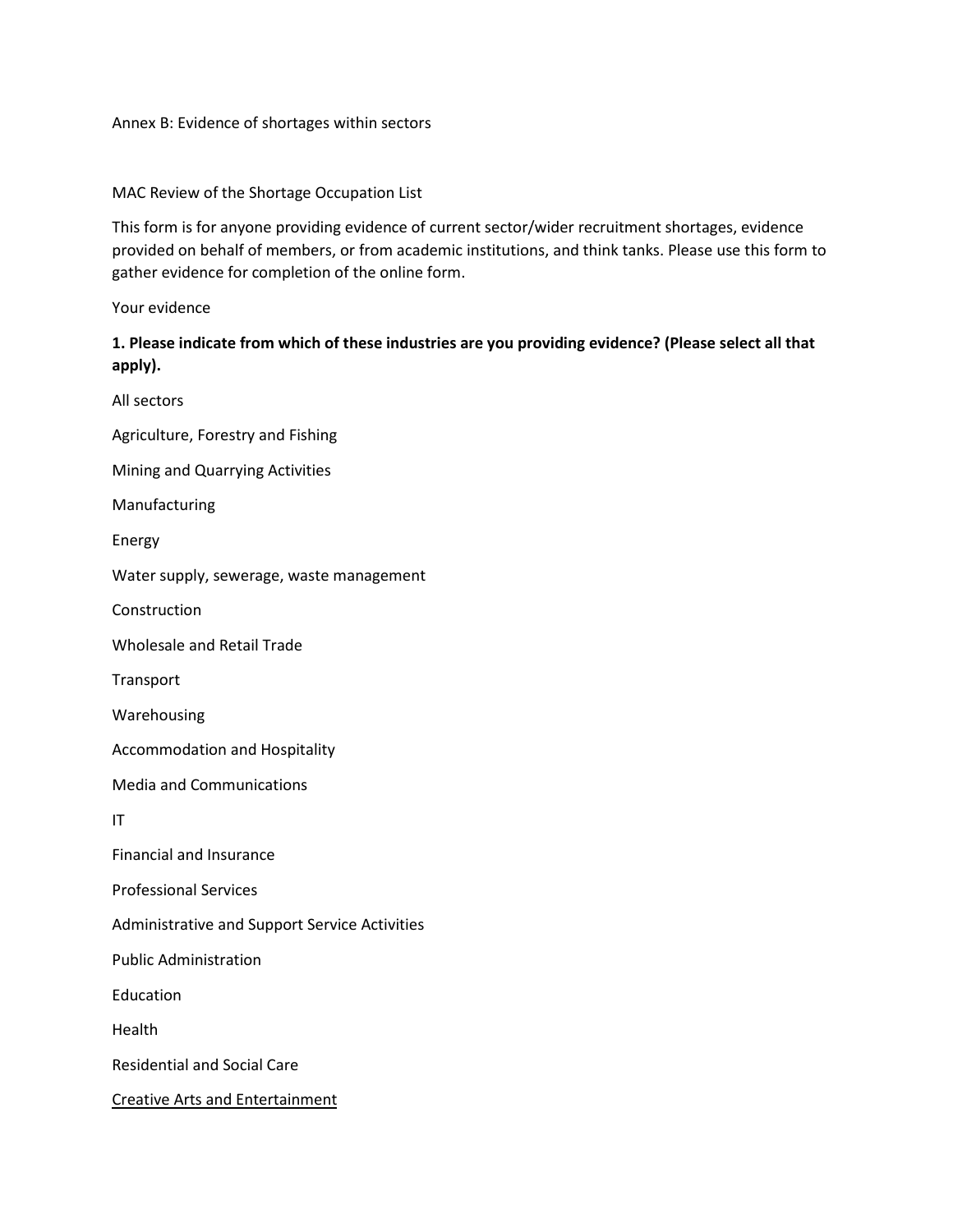Annex B: Evidence of shortages within sectors

MAC Review of the Shortage Occupation List

This form is for anyone providing evidence of current sector/wider recruitment shortages, evidence provided on behalf of members, or from academic institutions, and think tanks. Please use this form to gather evidence for completion of the online form.

Your evidence

**1. Please indicate from which of these industries are you providing evidence? (Please select all that apply).**

All sectors

Agriculture, Forestry and Fishing

Mining and Quarrying Activities

Manufacturing

Energy

Water supply, sewerage, waste management

Construction

Wholesale and Retail Trade

Transport

Warehousing

Accommodation and Hospitality

Media and Communications

IT

Financial and Insurance

Professional Services

Administrative and Support Service Activities

Public Administration

Education

Health

Residential and Social Care

<u>Creative Arts and Entertainment</u>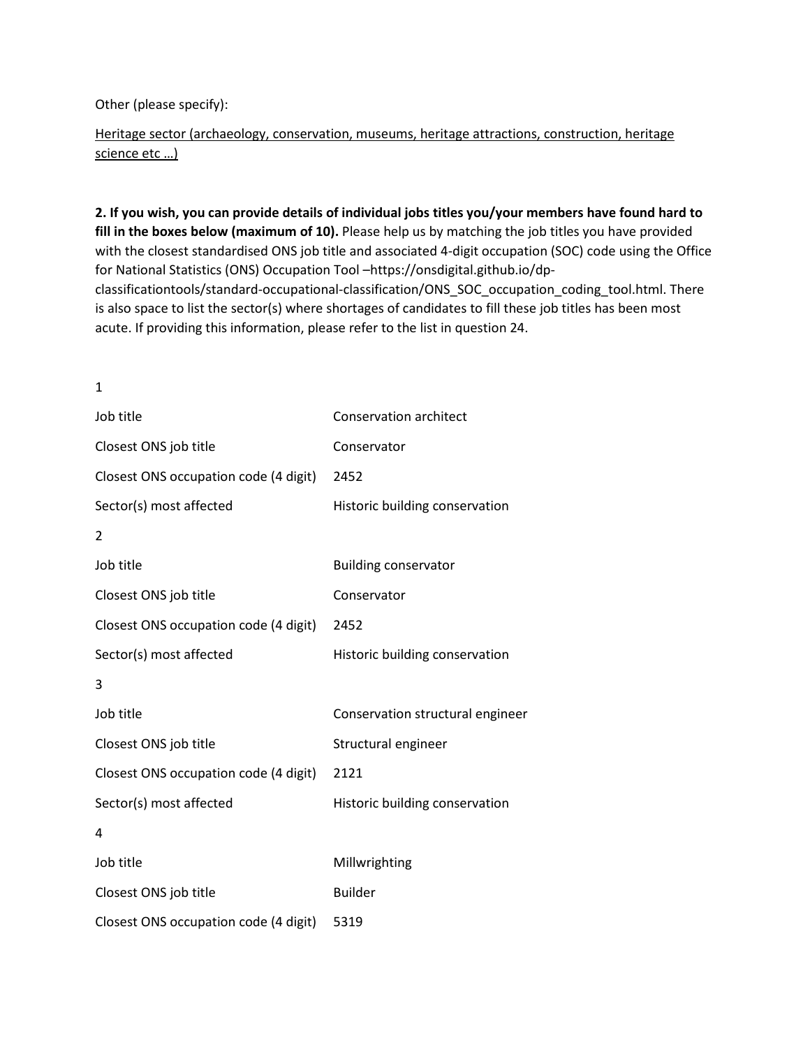Other (please specify):

<u>Heritage sector (archaeology, conservation, museums, heritage attractions, construction, heritage science etc …)</u>

**2. If you wish, you can provide details of individual jobs titles you/your members have found hard to fill in the boxes below (maximum of 10).** Please help us by matching the job titles you have provided with the closest standardised ONS job title and associated 4-digit occupation (SOC) code using the Office for National Statistics (ONS) Occupation Tool –https://onsdigital.github.io/dp-classificationtools/standard-occupational-classification/ONS_SOC_occupation_coding_tool.html. There is also space to list the sector(s) where shortages of candidates to fill these job titles has been most acute. If providing this information, please refer to the list in question 24.

1

| | |
|---|---|
| Job title | Conservation architect |
| Closest ONS job title | Conservator |
| Closest ONS occupation code (4 digit) | 2452 |
| Sector(s) most affected | Historic building conservation |

2

| | |
|---|---|
| Job title | Building conservator |
| Closest ONS job title | Conservator |
| Closest ONS occupation code (4 digit) | 2452 |
| Sector(s) most affected | Historic building conservation |

3

| | |
|---|---|
| Job title | Conservation structural engineer |
| Closest ONS job title | Structural engineer |
| Closest ONS occupation code (4 digit) | 2121 |
| Sector(s) most affected | Historic building conservation |

4

| | |
|---|---|
| Job title | Millwrighting |
| Closest ONS job title | Builder |
| Closest ONS occupation code (4 digit) | 5319 |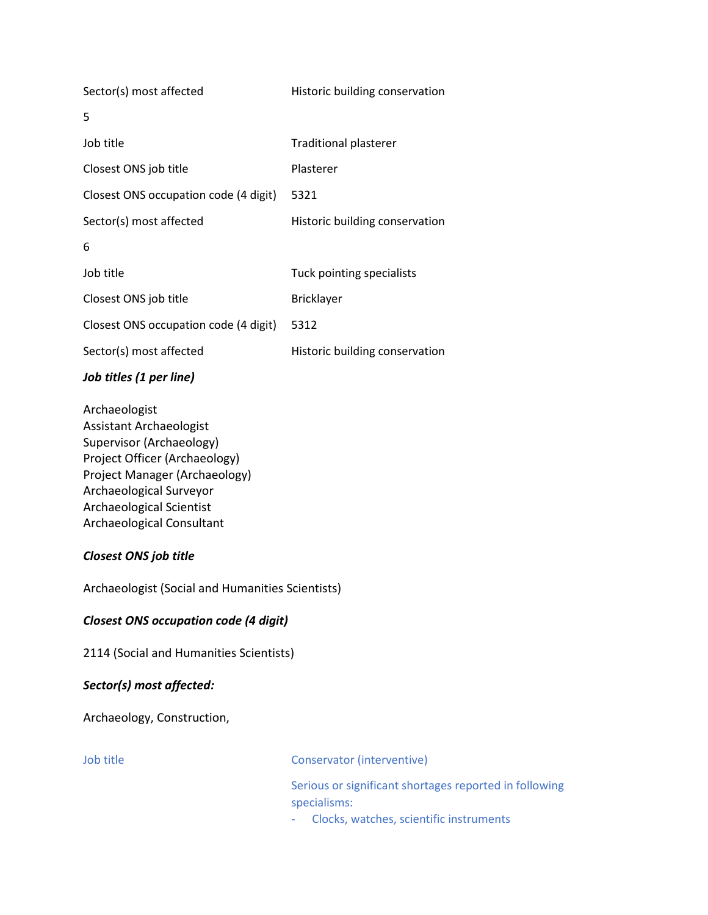| | |
|---|---|
| Sector(s) most affected | Historic building conservation |

5

| | |
|---|---|
| Job title | Traditional plasterer |
| Closest ONS job title | Plasterer |
| Closest ONS occupation code (4 digit) | 5321 |
| Sector(s) most affected | Historic building conservation |

6

| | |
|---|---|
| Job title | Tuck pointing specialists |
| Closest ONS job title | Bricklayer |
| Closest ONS occupation code (4 digit) | 5312 |
| Sector(s) most affected | Historic building conservation |

***Job titles (1 per line)***

Archaeologist
Assistant Archaeologist
Supervisor (Archaeology)
Project Officer (Archaeology)
Project Manager (Archaeology)
Archaeological Surveyor
Archaeological Scientist
Archaeological Consultant

***Closest ONS job title***

Archaeologist (Social and Humanities Scientists)

***Closest ONS occupation code (4 digit)***

2114 (Social and Humanities Scientists)

***Sector(s) most affected:***

Archaeology, Construction,

| | |
|---|---|
| Job title | Conservator (interventive)<br><br>Serious or significant shortages reported in following specialisms:<br>- Clocks, watches, scientific instruments |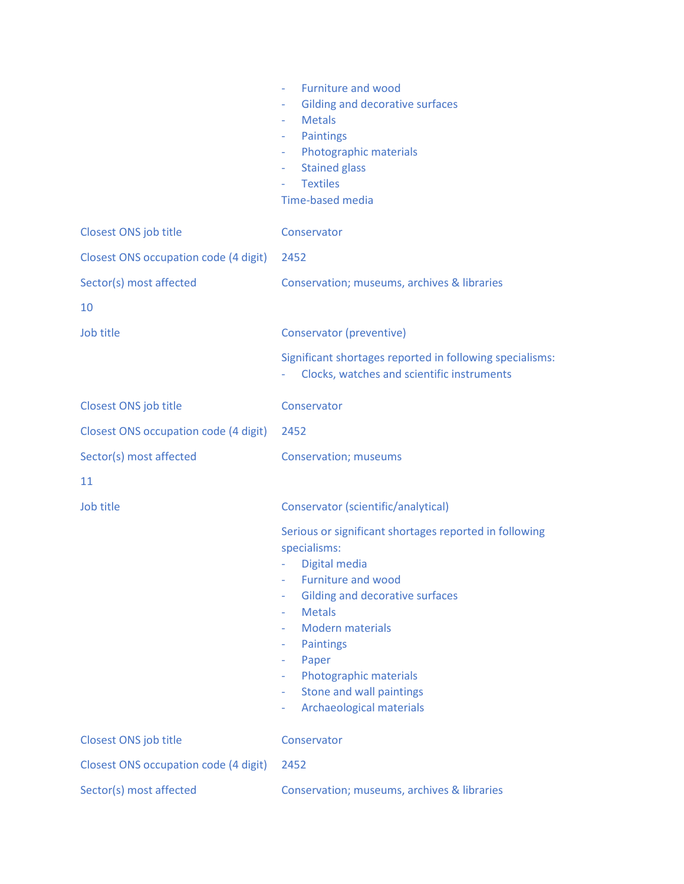- Furniture and wood
- Gilding and decorative surfaces
- Metals
- Paintings
- Photographic materials
- Stained glass
- Textiles

Time-based media

| | |
|---|---|
| Closest ONS job title | Conservator |
| Closest ONS occupation code (4 digit) | 2452 |
| Sector(s) most affected | Conservation; museums, archives & libraries |

10

| | |
|---|---|
| Job title | Conservator (preventive) |
| | Significant shortages reported in following specialisms:<br>- Clocks, watches and scientific instruments |
| Closest ONS job title | Conservator |
| Closest ONS occupation code (4 digit) | 2452 |
| Sector(s) most affected | Conservation; museums |

11

| | |
|---|---|
| Job title | Conservator (scientific/analytical) |
| | Serious or significant shortages reported in following specialisms:<br>- Digital media<br>- Furniture and wood<br>- Gilding and decorative surfaces<br>- Metals<br>- Modern materials<br>- Paintings<br>- Paper<br>- Photographic materials<br>- Stone and wall paintings<br>- Archaeological materials |
| Closest ONS job title | Conservator |
| Closest ONS occupation code (4 digit) | 2452 |
| Sector(s) most affected | Conservation; museums, archives & libraries |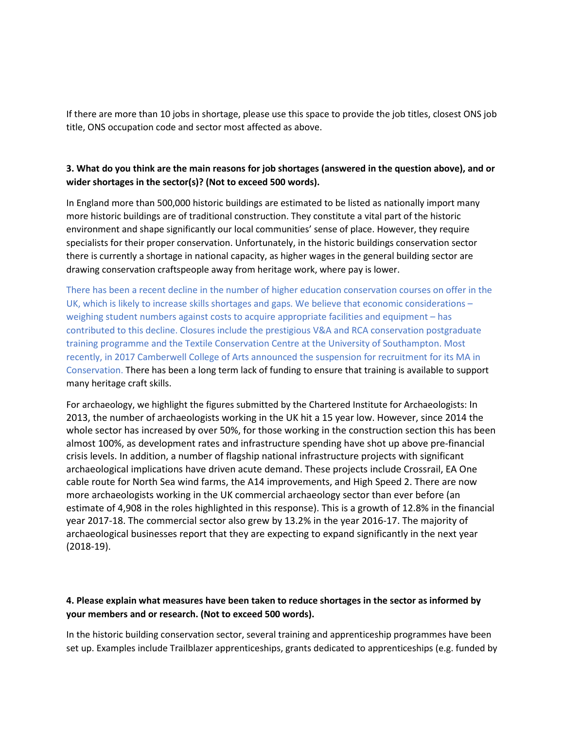If there are more than 10 jobs in shortage, please use this space to provide the job titles, closest ONS job title, ONS occupation code and sector most affected as above.

**3. What do you think are the main reasons for job shortages (answered in the question above), and or wider shortages in the sector(s)? (Not to exceed 500 words).**

In England more than 500,000 historic buildings are estimated to be listed as nationally import many more historic buildings are of traditional construction. They constitute a vital part of the historic environment and shape significantly our local communities' sense of place. However, they require specialists for their proper conservation. Unfortunately, in the historic buildings conservation sector there is currently a shortage in national capacity, as higher wages in the general building sector are drawing conservation craftspeople away from heritage work, where pay is lower.

There has been a recent decline in the number of higher education conservation courses on offer in the UK, which is likely to increase skills shortages and gaps. We believe that economic considerations – weighing student numbers against costs to acquire appropriate facilities and equipment – has contributed to this decline. Closures include the prestigious V&A and RCA conservation postgraduate training programme and the Textile Conservation Centre at the University of Southampton. Most recently, in 2017 Camberwell College of Arts announced the suspension for recruitment for its MA in Conservation. There has been a long term lack of funding to ensure that training is available to support many heritage craft skills.

For archaeology, we highlight the figures submitted by the Chartered Institute for Archaeologists: In 2013, the number of archaeologists working in the UK hit a 15 year low. However, since 2014 the whole sector has increased by over 50%, for those working in the construction section this has been almost 100%, as development rates and infrastructure spending have shot up above pre-financial crisis levels. In addition, a number of flagship national infrastructure projects with significant archaeological implications have driven acute demand. These projects include Crossrail, EA One cable route for North Sea wind farms, the A14 improvements, and High Speed 2. There are now more archaeologists working in the UK commercial archaeology sector than ever before (an estimate of 4,908 in the roles highlighted in this response). This is a growth of 12.8% in the financial year 2017-18. The commercial sector also grew by 13.2% in the year 2016-17. The majority of archaeological businesses report that they are expecting to expand significantly in the next year (2018-19).

**4. Please explain what measures have been taken to reduce shortages in the sector as informed by your members and or research. (Not to exceed 500 words).**

In the historic building conservation sector, several training and apprenticeship programmes have been set up. Examples include Trailblazer apprenticeships, grants dedicated to apprenticeships (e.g. funded by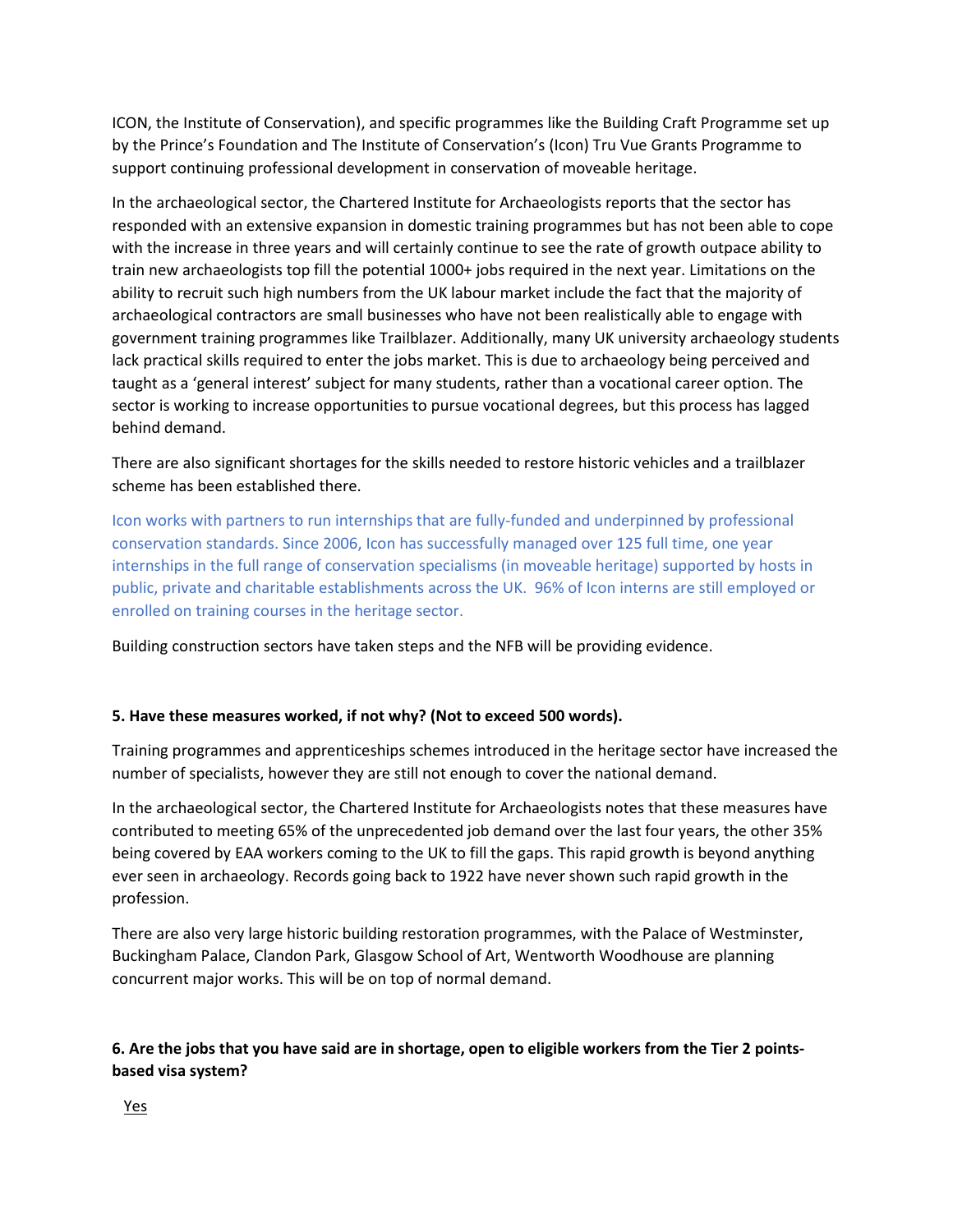ICON, the Institute of Conservation), and specific programmes like the Building Craft Programme set up by the Prince's Foundation and The Institute of Conservation's (Icon) Tru Vue Grants Programme to support continuing professional development in conservation of moveable heritage.

In the archaeological sector, the Chartered Institute for Archaeologists reports that the sector has responded with an extensive expansion in domestic training programmes but has not been able to cope with the increase in three years and will certainly continue to see the rate of growth outpace ability to train new archaeologists top fill the potential 1000+ jobs required in the next year. Limitations on the ability to recruit such high numbers from the UK labour market include the fact that the majority of archaeological contractors are small businesses who have not been realistically able to engage with government training programmes like Trailblazer. Additionally, many UK university archaeology students lack practical skills required to enter the jobs market. This is due to archaeology being perceived and taught as a 'general interest' subject for many students, rather than a vocational career option. The sector is working to increase opportunities to pursue vocational degrees, but this process has lagged behind demand.

There are also significant shortages for the skills needed to restore historic vehicles and a trailblazer scheme has been established there.

Icon works with partners to run internships that are fully-funded and underpinned by professional conservation standards. Since 2006, Icon has successfully managed over 125 full time, one year internships in the full range of conservation specialisms (in moveable heritage) supported by hosts in public, private and charitable establishments across the UK. 96% of Icon interns are still employed or enrolled on training courses in the heritage sector.

Building construction sectors have taken steps and the NFB will be providing evidence.

**5. Have these measures worked, if not why? (Not to exceed 500 words).**

Training programmes and apprenticeships schemes introduced in the heritage sector have increased the number of specialists, however they are still not enough to cover the national demand.

In the archaeological sector, the Chartered Institute for Archaeologists notes that these measures have contributed to meeting 65% of the unprecedented job demand over the last four years, the other 35% being covered by EAA workers coming to the UK to fill the gaps. This rapid growth is beyond anything ever seen in archaeology. Records going back to 1922 have never shown such rapid growth in the profession.

There are also very large historic building restoration programmes, with the Palace of Westminster, Buckingham Palace, Clandon Park, Glasgow School of Art, Wentworth Woodhouse are planning concurrent major works. This will be on top of normal demand.

**6. Are the jobs that you have said are in shortage, open to eligible workers from the Tier 2 points-based visa system?**

Yes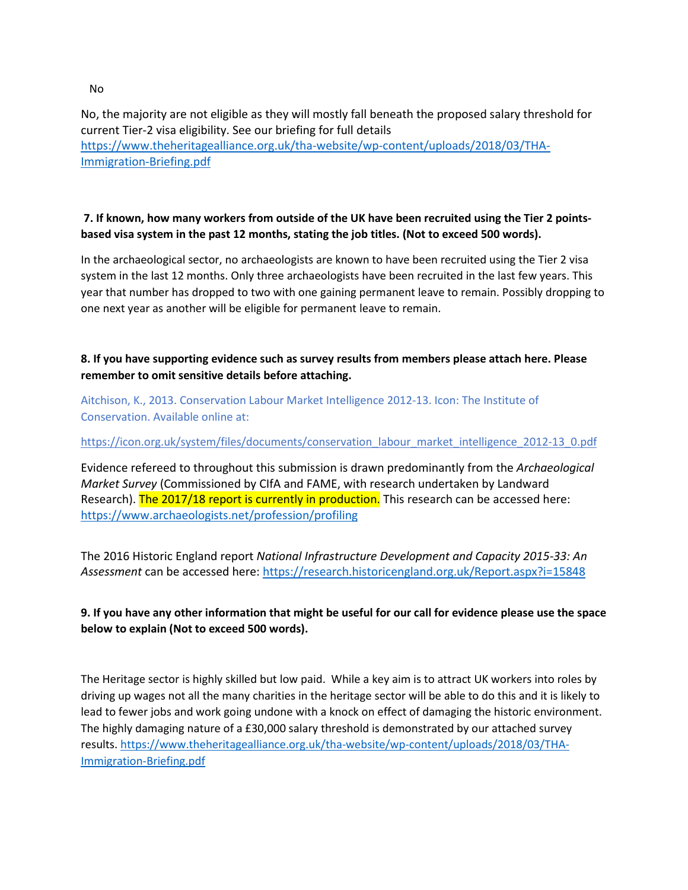No

No, the majority are not eligible as they will mostly fall beneath the proposed salary threshold for current Tier-2 visa eligibility. See our briefing for full details [https://www.theheritagealliance.org.uk/tha-website/wp-content/uploads/2018/03/THA-Immigration-Briefing.pdf](https://www.theheritagealliance.org.uk/tha-website/wp-content/uploads/2018/03/THA-Immigration-Briefing.pdf)

**7. If known, how many workers from outside of the UK have been recruited using the Tier 2 points-based visa system in the past 12 months, stating the job titles. (Not to exceed 500 words).**

In the archaeological sector, no archaeologists are known to have been recruited using the Tier 2 visa system in the last 12 months. Only three archaeologists have been recruited in the last few years. This year that number has dropped to two with one gaining permanent leave to remain. Possibly dropping to one next year as another will be eligible for permanent leave to remain.

**8. If you have supporting evidence such as survey results from members please attach here. Please remember to omit sensitive details before attaching.**

Aitchison, K., 2013. Conservation Labour Market Intelligence 2012-13. Icon: The Institute of Conservation. Available online at:

[https://icon.org.uk/system/files/documents/conservation_labour_market_intelligence_2012-13_0.pdf](https://icon.org.uk/system/files/documents/conservation_labour_market_intelligence_2012-13_0.pdf)

Evidence refereed to throughout this submission is drawn predominantly from the *Archaeological Market Survey* (Commissioned by CIfA and FAME, with research undertaken by Landward Research). The 2017/18 report is currently in production. This research can be accessed here: [https://www.archaeologists.net/profession/profiling](https://www.archaeologists.net/profession/profiling)

The 2016 Historic England report *National Infrastructure Development and Capacity 2015-33: An Assessment* can be accessed here: [https://research.historicengland.org.uk/Report.aspx?i=15848](https://research.historicengland.org.uk/Report.aspx?i=15848)

**9. If you have any other information that might be useful for our call for evidence please use the space below to explain (Not to exceed 500 words).**

The Heritage sector is highly skilled but low paid. While a key aim is to attract UK workers into roles by driving up wages not all the many charities in the heritage sector will be able to do this and it is likely to lead to fewer jobs and work going undone with a knock on effect of damaging the historic environment. The highly damaging nature of a £30,000 salary threshold is demonstrated by our attached survey results. [https://www.theheritagealliance.org.uk/tha-website/wp-content/uploads/2018/03/THA-Immigration-Briefing.pdf](https://www.theheritagealliance.org.uk/tha-website/wp-content/uploads/2018/03/THA-Immigration-Briefing.pdf)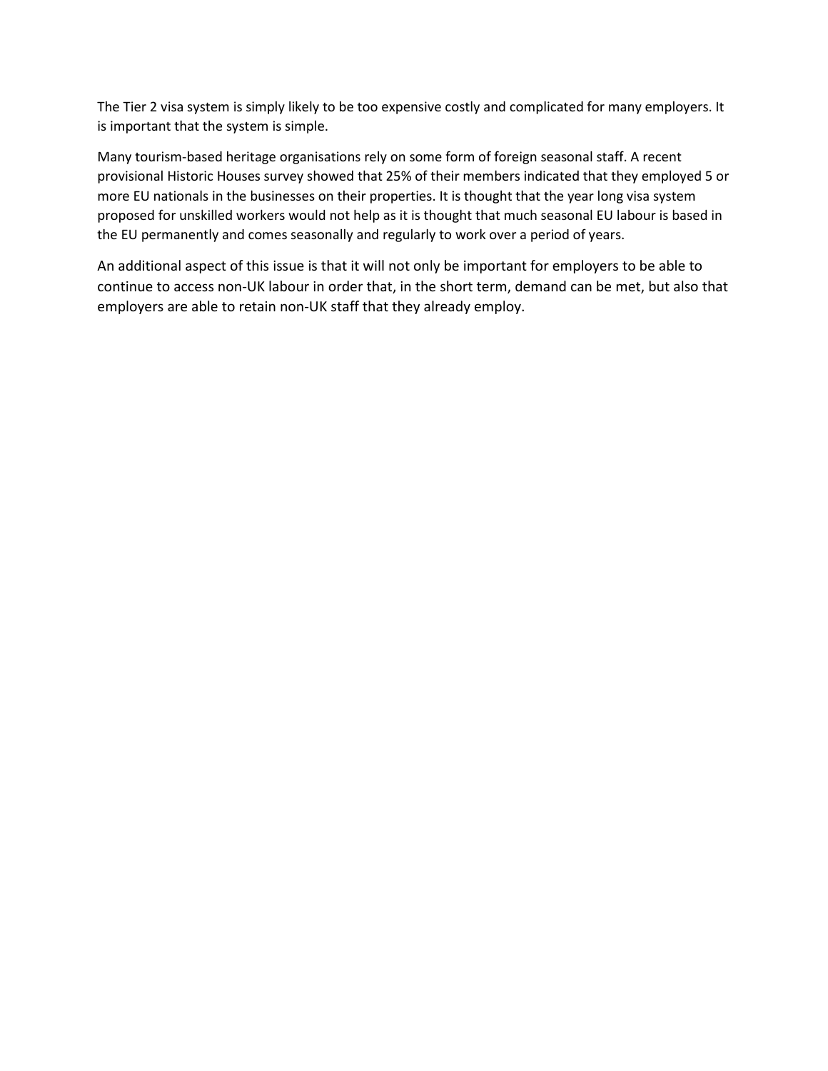The Tier 2 visa system is simply likely to be too expensive costly and complicated for many employers. It is important that the system is simple.

Many tourism-based heritage organisations rely on some form of foreign seasonal staff. A recent provisional Historic Houses survey showed that 25% of their members indicated that they employed 5 or more EU nationals in the businesses on their properties. It is thought that the year long visa system proposed for unskilled workers would not help as it is thought that much seasonal EU labour is based in the EU permanently and comes seasonally and regularly to work over a period of years.

An additional aspect of this issue is that it will not only be important for employers to be able to continue to access non-UK labour in order that, in the short term, demand can be met, but also that employers are able to retain non-UK staff that they already employ.